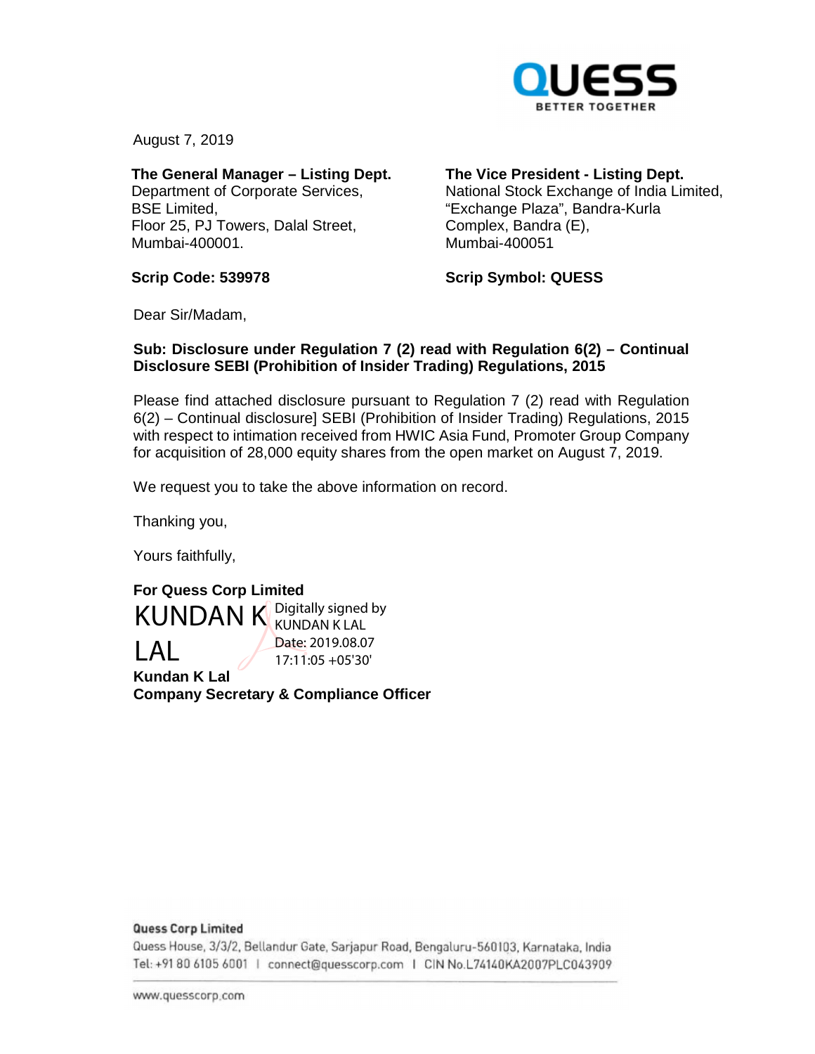August 7, 2019

**The General Manager – Listing Dept.**
Department of Corporate Services,
BSE Limited,
Floor 25, PJ Towers, Dalal Street,
Mumbai-400001.

**Scrip Code: 539978**

**The Vice President - Listing Dept.**
National Stock Exchange of India Limited,
"Exchange Plaza", Bandra-Kurla Complex, Bandra (E),
Mumbai-400051

**Scrip Symbol: QUESS**

Dear Sir/Madam,

**Sub: Disclosure under Regulation 7 (2) read with Regulation 6(2) – Continual Disclosure SEBI (Prohibition of Insider Trading) Regulations, 2015**

Please find attached disclosure pursuant to Regulation 7 (2) read with Regulation 6(2) – Continual disclosure] SEBI (Prohibition of Insider Trading) Regulations, 2015 with respect to intimation received from HWIC Asia Fund, Promoter Group Company for acquisition of 28,000 equity shares from the open market on August 7, 2019.

We request you to take the above information on record.

Thanking you,

Yours faithfully,

**For Quess Corp Limited**

KUNDAN K LAL
Digitally signed by KUNDAN K LAL
Date: 2019.08.07 17:11:05 +05'30'

**Kundan K Lal**
**Company Secretary & Compliance Officer**

**Quess Corp Limited**
Quess House, 3/3/2, Bellandur Gate, Sarjapur Road, Bengaluru-560103, Karnataka, India
Tel: +91 80 6105 6001 | connect@quesscorp.com | CIN No.L74140KA2007PLC043909

www.quesscorp.com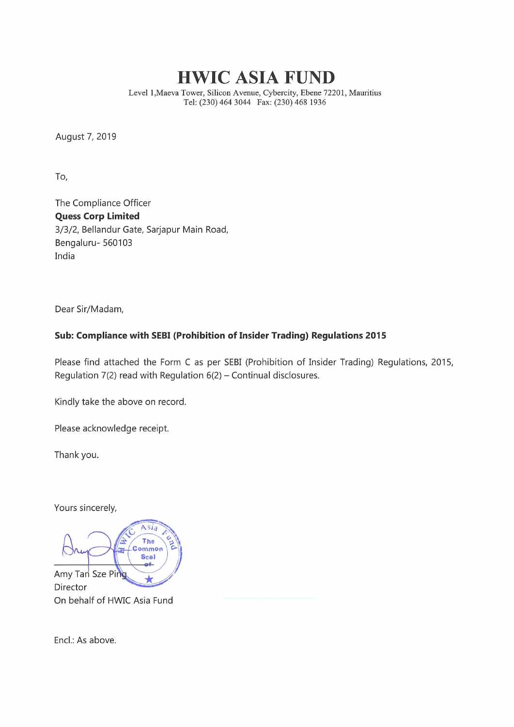# HWIC ASIA FUND

Level 1,Maeva Tower, Silicon Avenue, Cybercity, Ebene 72201, Mauritius
Tel: (230) 464 3044 Fax: (230) 468 1936

August 7, 2019

To,

The Compliance Officer
**Quess Corp Limited**
3/3/2, Bellandur Gate, Sarjapur Main Road,
Bengaluru- 560103
India

Dear Sir/Madam,

**Sub: Compliance with SEBI (Prohibition of Insider Trading) Regulations 2015**

Please find attached the Form C as per SEBI (Prohibition of Insider Trading) Regulations, 2015, Regulation 7(2) read with Regulation 6(2) – Continual disclosures.

Kindly take the above on record.

Please acknowledge receipt.

Thank you.

Yours sincerely,

Amy Tan Sze Ping
Director
On behalf of HWIC Asia Fund

Encl.: As above.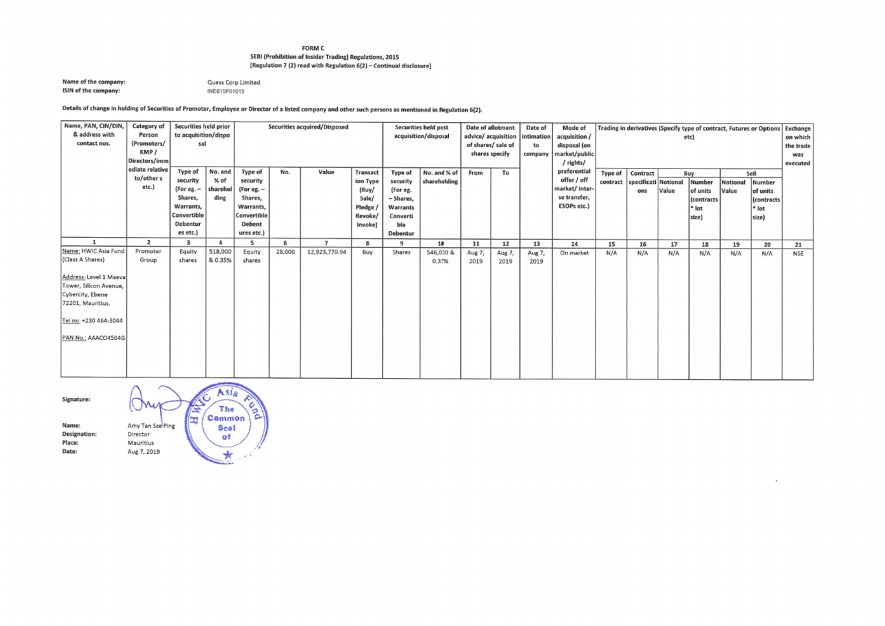**FORM C**
**SEBI (Prohibition of Insider Trading) Regulations, 2015**
**[Regulation 7 (2) read with Regulation 6(2) – Continual disclosure]**

**Name of the company:** Quess Corp Limited
**ISIN of the company:** INE615P01015

**Details of change in holding of Securities of Promoter, Employee or Director of a listed company and other such persons as mentioned in Regulation 6(2).**

| Name, PAN, CIN/DIN, & address with contact nos. | Category of Person (Promoters/ KMP / Directors/immediate relative to/others etc.) | Securities held prior to acquisition/disposal | | Securities acquired/Disposed | | | | Securities held post acquisition/disposal | | Date of allotment advice/ acquisition of shares/ sale of shares specify | | Date of intimation to company | Mode of acquisition / disposal (on market/public / rights/ preferential offer / off market/ Inter-se transfer, ESOPs etc.) | Trading in derivatives (Specify type of contract, Futures or Options etc) | | | | | | Exchange on which the trade was executed |
|---|---|---|---|---|---|---|---|---|---|---|---|---|---|---|---|---|---|---|---|---|
| | | Type of security (For eg. – Shares, Warrants, Convertible Debentures etc.) | No. and % of shareholding | Type of security (For eg. – Shares, Warrants, Convertible Debentures etc.) | No. | Value | Transaction Type (Buy/ Sale/ Pledge / Revoke/ Invoke) | Type of security (For eg. – Shares, Warrants Convertible Debentur | No. and % of shareholding | From | To | | | Type of contract | Contract specifications | Buy | | Sell | | |
| | | | | | | | | | | | | | | | | Notional Value | Number of units (contracts * lot size) | Notional Value | Number of units (contracts * lot size) | |
| 1 | 2 | 3 | 4 | 5 | 6 | 7 | 8 | 9 | 10 | 11 | 12 | 13 | 14 | 15 | 16 | 17 | 18 | 19 | 20 | 21 |
| Name: HWIC Asia Fund (Class A Shares)<br><br>Address: Level 1 Maeva Tower, Silicon Avenue, Cybercity, Ebene 72201, Mauritius.<br><br>Tel no: +230 464-3044<br><br>PAN No.: AAACO4504G | Promoter Group | Equity shares | 518,000 & 0.35% | Equity shares | 28,000 | 12,923,770.94 | Buy | Shares | 546,000 & 0.37% | Aug 7, 2019 | Aug 7, 2019 | Aug 7, 2019 | On market | N/A | N/A | N/A | N/A | N/A | N/A | NSE |

**Signature:**

**Name:** Amy Tan Sze Ping
**Designation:** Director
**Place:** Mauritius
**Date:** Aug 7, 2019

HWIC Asia Fund — The Common Seal of